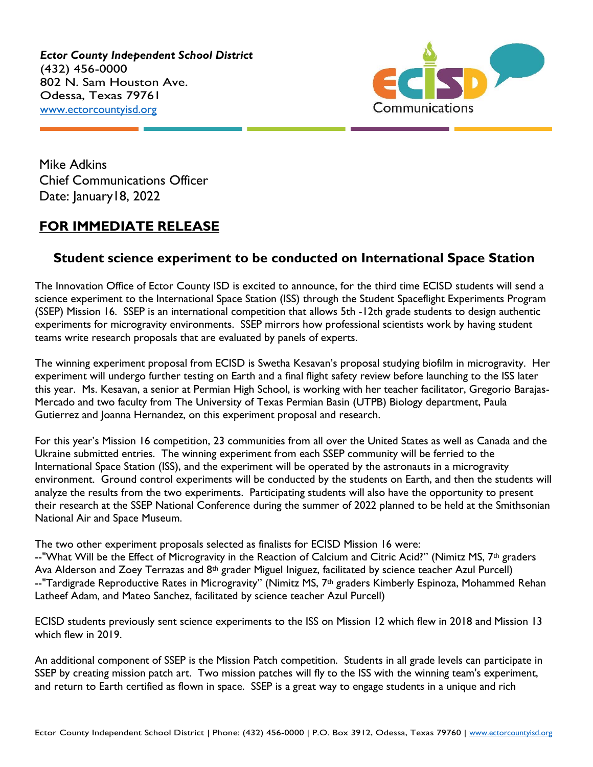*Ector County Independent School District*
(432) 456-0000
802 N. Sam Houston Ave.
Odessa, Texas 79761
www.ectorcountyisd.org

ECISD Communications

Mike Adkins
Chief Communications Officer
Date: January18, 2022

## FOR IMMEDIATE RELEASE

### Student science experiment to be conducted on International Space Station

The Innovation Office of Ector County ISD is excited to announce, for the third time ECISD students will send a science experiment to the International Space Station (ISS) through the Student Spaceflight Experiments Program (SSEP) Mission 16. SSEP is an international competition that allows 5th -12th grade students to design authentic experiments for microgravity environments. SSEP mirrors how professional scientists work by having student teams write research proposals that are evaluated by panels of experts.

The winning experiment proposal from ECISD is Swetha Kesavan's proposal studying biofilm in microgravity. Her experiment will undergo further testing on Earth and a final flight safety review before launching to the ISS later this year. Ms. Kesavan, a senior at Permian High School, is working with her teacher facilitator, Gregorio Barajas-Mercado and two faculty from The University of Texas Permian Basin (UTPB) Biology department, Paula Gutierrez and Joanna Hernandez, on this experiment proposal and research.

For this year's Mission 16 competition, 23 communities from all over the United States as well as Canada and the Ukraine submitted entries. The winning experiment from each SSEP community will be ferried to the International Space Station (ISS), and the experiment will be operated by the astronauts in a microgravity environment. Ground control experiments will be conducted by the students on Earth, and then the students will analyze the results from the two experiments. Participating students will also have the opportunity to present their research at the SSEP National Conference during the summer of 2022 planned to be held at the Smithsonian National Air and Space Museum.

The two other experiment proposals selected as finalists for ECISD Mission 16 were:
--"What Will be the Effect of Microgravity in the Reaction of Calcium and Citric Acid?" (Nimitz MS, 7th graders Ava Alderson and Zoey Terrazas and 8th grader Miguel Iniguez, facilitated by science teacher Azul Purcell)
--"Tardigrade Reproductive Rates in Microgravity" (Nimitz MS, 7th graders Kimberly Espinoza, Mohammed Rehan Latheef Adam, and Mateo Sanchez, facilitated by science teacher Azul Purcell)

ECISD students previously sent science experiments to the ISS on Mission 12 which flew in 2018 and Mission 13 which flew in 2019.

An additional component of SSEP is the Mission Patch competition. Students in all grade levels can participate in SSEP by creating mission patch art. Two mission patches will fly to the ISS with the winning team's experiment, and return to Earth certified as flown in space. SSEP is a great way to engage students in a unique and rich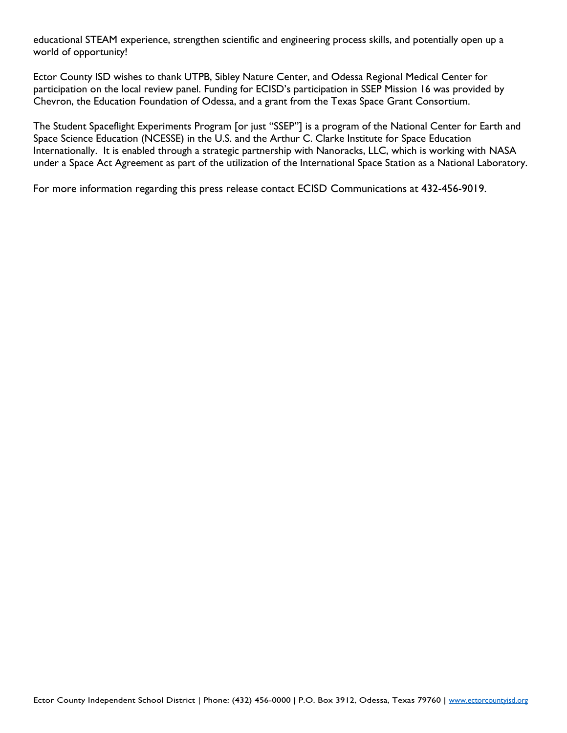educational STEAM experience, strengthen scientific and engineering process skills, and potentially open up a world of opportunity!

Ector County ISD wishes to thank UTPB, Sibley Nature Center, and Odessa Regional Medical Center for participation on the local review panel. Funding for ECISD's participation in SSEP Mission 16 was provided by Chevron, the Education Foundation of Odessa, and a grant from the Texas Space Grant Consortium.

The Student Spaceflight Experiments Program [or just "SSEP"] is a program of the National Center for Earth and Space Science Education (NCESSE) in the U.S. and the Arthur C. Clarke Institute for Space Education Internationally. It is enabled through a strategic partnership with Nanoracks, LLC, which is working with NASA under a Space Act Agreement as part of the utilization of the International Space Station as a National Laboratory.

For more information regarding this press release contact ECISD Communications at 432-456-9019.